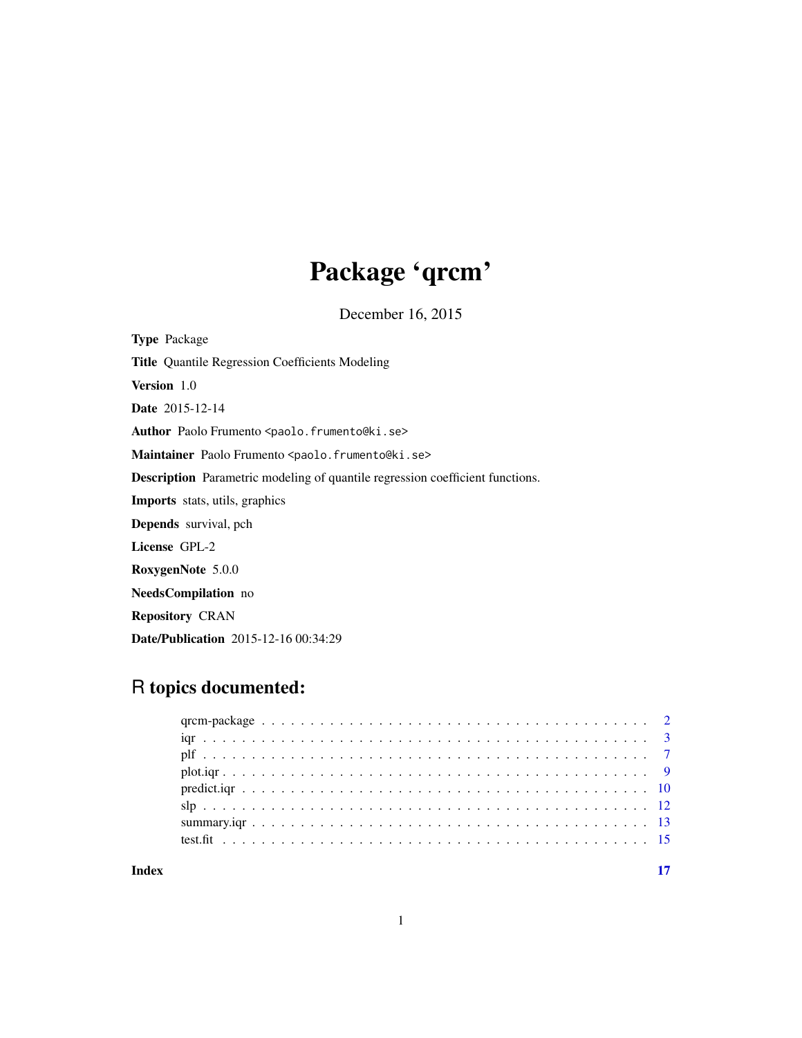# Package 'qrcm'

December 16, 2015

**Type** Package

**Title** Quantile Regression Coefficients Modeling

**Version** 1.0

**Date** 2015-12-14

**Author** Paolo Frumento <paolo.frumento@ki.se>

**Maintainer** Paolo Frumento <paolo.frumento@ki.se>

**Description** Parametric modeling of quantile regression coefficient functions.

**Imports** stats, utils, graphics

**Depends** survival, pch

**License** GPL-2

**RoxygenNote** 5.0.0

**NeedsCompilation** no

**Repository** CRAN

**Date/Publication** 2015-12-16 00:34:29

## R topics documented:

qrcm-package . . . . . . . . . . . . . . . . . . . . . . . . . . . . . . . . . . . . . . . . 2
iqr . . . . . . . . . . . . . . . . . . . . . . . . . . . . . . . . . . . . . . . . . . . . . 3
plf . . . . . . . . . . . . . . . . . . . . . . . . . . . . . . . . . . . . . . . . . . . . . 7
plot.iqr . . . . . . . . . . . . . . . . . . . . . . . . . . . . . . . . . . . . . . . . . . 9
predict.iqr . . . . . . . . . . . . . . . . . . . . . . . . . . . . . . . . . . . . . . . . 10
slp . . . . . . . . . . . . . . . . . . . . . . . . . . . . . . . . . . . . . . . . . . . . . 12
summary.iqr . . . . . . . . . . . . . . . . . . . . . . . . . . . . . . . . . . . . . . . 13
test.fit . . . . . . . . . . . . . . . . . . . . . . . . . . . . . . . . . . . . . . . . . . 15

**Index** **17**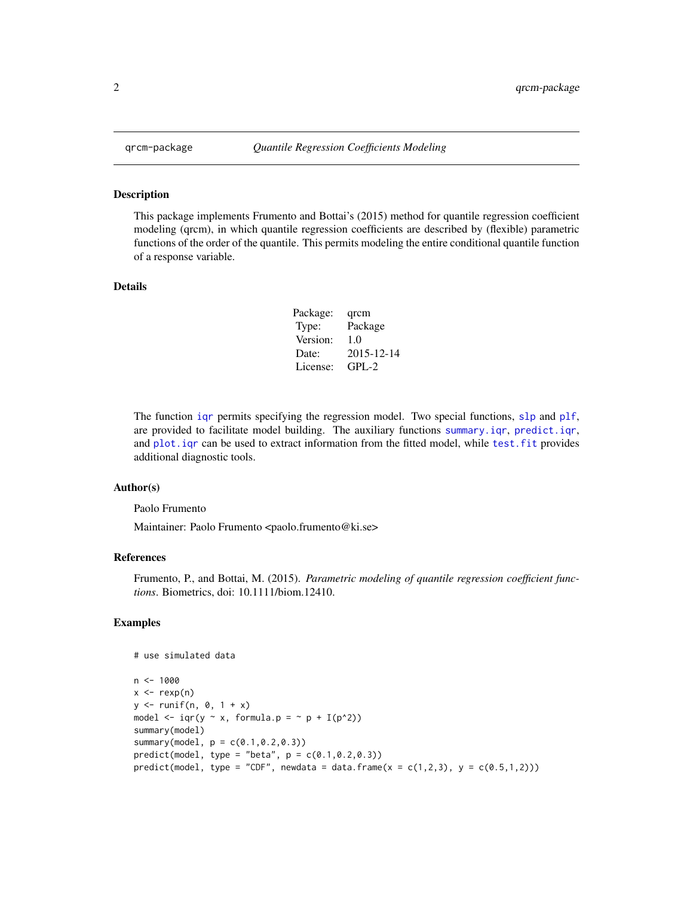qrcm-package *Quantile Regression Coefficients Modeling*

## Description

This package implements Frumento and Bottai's (2015) method for quantile regression coefficient modeling (qrcm), in which quantile regression coefficients are described by (flexible) parametric functions of the order of the quantile. This permits modeling the entire conditional quantile function of a response variable.

## Details

| | |
|---|---|
| Package: | qrcm |
| Type: | Package |
| Version: | 1.0 |
| Date: | 2015-12-14 |
| License: | GPL-2 |

The function `iqr` permits specifying the regression model. Two special functions, `slp` and `plf`, are provided to facilitate model building. The auxiliary functions `summary.iqr`, `predict.iqr`, and `plot.iqr` can be used to extract information from the fitted model, while `test.fit` provides additional diagnostic tools.

## Author(s)

Paolo Frumento

Maintainer: Paolo Frumento <paolo.frumento@ki.se>

## References

Frumento, P., and Bottai, M. (2015). *Parametric modeling of quantile regression coefficient functions*. Biometrics, doi: 10.1111/biom.12410.

## Examples

```
# use simulated data

n <- 1000
x <- rexp(n)
y <- runif(n, 0, 1 + x)
model <- iqr(y ~ x, formula.p = ~ p + I(p^2))
summary(model)
summary(model, p = c(0.1,0.2,0.3))
predict(model, type = "beta", p = c(0.1,0.2,0.3))
predict(model, type = "CDF", newdata = data.frame(x = c(1,2,3), y = c(0.5,1,2)))
```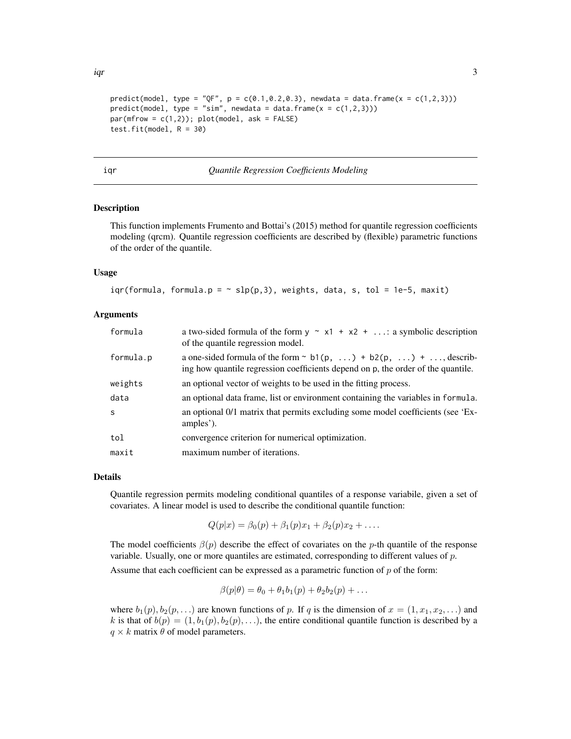```
predict(model, type = "QF", p = c(0.1,0.2,0.3), newdata = data.frame(x = c(1,2,3)))
predict(model, type = "sim", newdata = data.frame(x = c(1,2,3)))
par(mfrow = c(1,2)); plot(model, ask = FALSE)
test.fit(model, R = 30)
```

## iqr — *Quantile Regression Coefficients Modeling*

### Description

This function implements Frumento and Bottai's (2015) method for quantile regression coefficients modeling (qrcm). Quantile regression coefficients are described by (flexible) parametric functions of the order of the quantile.

### Usage

```
iqr(formula, formula.p = ~ slp(p,3), weights, data, s, tol = 1e-5, maxit)
```

### Arguments

| | |
|---|---|
| `formula` | a two-sided formula of the form `y ~ x1 + x2 + ...`: a symbolic description of the quantile regression model. |
| `formula.p` | a one-sided formula of the form `~ b1(p, ...) + b2(p, ...) + ...`, describing how quantile regression coefficients depend on `p`, the order of the quantile. |
| `weights` | an optional vector of weights to be used in the fitting process. |
| `data` | an optional data frame, list or environment containing the variables in `formula`. |
| `s` | an optional 0/1 matrix that permits excluding some model coefficients (see 'Examples'). |
| `tol` | convergence criterion for numerical optimization. |
| `maxit` | maximum number of iterations. |

### Details

Quantile regression permits modeling conditional quantiles of a response variabile, given a set of covariates. A linear model is used to describe the conditional quantile function:

$$Q(p|x) = \beta_0(p) + \beta_1(p)x_1 + \beta_2(p)x_2 + \ldots.$$

The model coefficients $\beta(p)$ describe the effect of covariates on the $p$-th quantile of the response variable. Usually, one or more quantiles are estimated, corresponding to different values of $p$.

Assume that each coefficient can be expressed as a parametric function of $p$ of the form:

$$\beta(p|\theta) = \theta_0 + \theta_1 b_1(p) + \theta_2 b_2(p) + \ldots$$

where $b_1(p), b_2(p, \ldots)$ are known functions of $p$. If $q$ is the dimension of $x = (1, x_1, x_2, \ldots)$ and $k$ is that of $b(p) = (1, b_1(p), b_2(p), \ldots)$, the entire conditional quantile function is described by a $q \times k$ matrix $\theta$ of model parameters.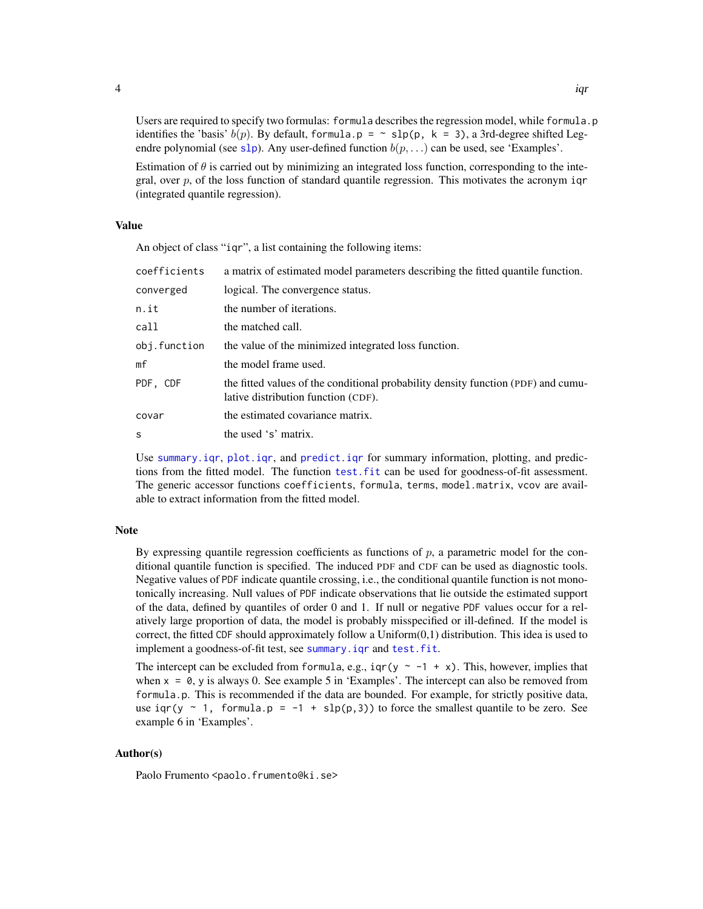Users are required to specify two formulas: `formula` describes the regression model, while `formula.p` identifies the 'basis' $b(p)$. By default, `formula.p = ~ slp(p, k = 3)`, a 3rd-degree shifted Legendre polynomial (see `slp`). Any user-defined function $b(p, \ldots)$ can be used, see 'Examples'.

Estimation of $\theta$ is carried out by minimizing an integrated loss function, corresponding to the integral, over $p$, of the loss function of standard quantile regression. This motivates the acronym `iqr` (integrated quantile regression).

## Value

An object of class "`iqr`", a list containing the following items:

| | |
|---|---|
| `coefficients` | a matrix of estimated model parameters describing the fitted quantile function. |
| `converged` | logical. The convergence status. |
| `n.it` | the number of iterations. |
| `call` | the matched call. |
| `obj.function` | the value of the minimized integrated loss function. |
| `mf` | the model frame used. |
| `PDF, CDF` | the fitted values of the conditional probability density function (PDF) and cumulative distribution function (CDF). |
| `covar` | the estimated covariance matrix. |
| `s` | the used 's' matrix. |

Use `summary.iqr`, `plot.iqr`, and `predict.iqr` for summary information, plotting, and predictions from the fitted model. The function `test.fit` can be used for goodness-of-fit assessment. The generic accessor functions `coefficients`, `formula`, `terms`, `model.matrix`, `vcov` are available to extract information from the fitted model.

## Note

By expressing quantile regression coefficients as functions of $p$, a parametric model for the conditional quantile function is specified. The induced PDF and CDF can be used as diagnostic tools. Negative values of `PDF` indicate quantile crossing, i.e., the conditional quantile function is not monotonically increasing. Null values of `PDF` indicate observations that lie outside the estimated support of the data, defined by quantiles of order 0 and 1. If null or negative `PDF` values occur for a relatively large proportion of data, the model is probably misspecified or ill-defined. If the model is correct, the fitted `CDF` should approximately follow a Uniform(0,1) distribution. This idea is used to implement a goodness-of-fit test, see `summary.iqr` and `test.fit`.

The intercept can be excluded from `formula`, e.g., `iqr(y ~ -1 + x)`. This, however, implies that when `x = 0`, `y` is always 0. See example 5 in 'Examples'. The intercept can also be removed from `formula.p`. This is recommended if the data are bounded. For example, for strictly positive data, use `iqr(y ~ 1, formula.p = -1 + slp(p,3))` to force the smallest quantile to be zero. See example 6 in 'Examples'.

## Author(s)

Paolo Frumento <paolo.frumento@ki.se>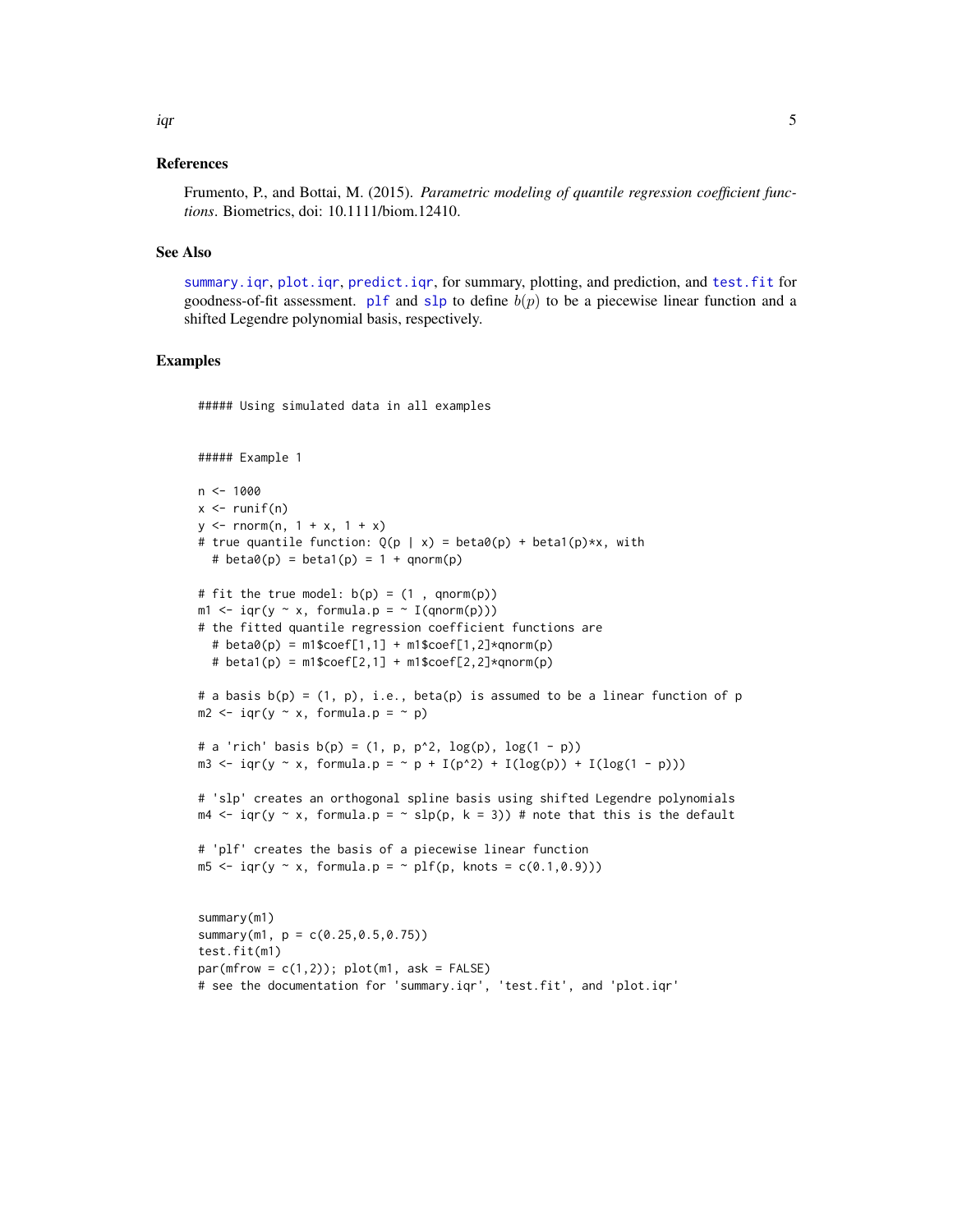## References

Frumento, P., and Bottai, M. (2015). *Parametric modeling of quantile regression coefficient functions*. Biometrics, doi: 10.1111/biom.12410.

## See Also

summary.iqr, plot.iqr, predict.iqr, for summary, plotting, and prediction, and test.fit for goodness-of-fit assessment. plf and slp to define $b(p)$ to be a piecewise linear function and a shifted Legendre polynomial basis, respectively.

## Examples

```
##### Using simulated data in all examples


##### Example 1

n <- 1000
x <- runif(n)
y <- rnorm(n, 1 + x, 1 + x)
# true quantile function: Q(p | x) = beta0(p) + beta1(p)*x, with
  # beta0(p) = beta1(p) = 1 + qnorm(p)

# fit the true model: b(p) = (1 , qnorm(p))
m1 <- iqr(y ~ x, formula.p = ~ I(qnorm(p)))
# the fitted quantile regression coefficient functions are
  # beta0(p) = m1$coef[1,1] + m1$coef[1,2]*qnorm(p)
  # beta1(p) = m1$coef[2,1] + m1$coef[2,2]*qnorm(p)

# a basis b(p) = (1, p), i.e., beta(p) is assumed to be a linear function of p
m2 <- iqr(y ~ x, formula.p = ~ p)

# a 'rich' basis b(p) = (1, p, p^2, log(p), log(1 - p))
m3 <- iqr(y ~ x, formula.p = ~ p + I(p^2) + I(log(p)) + I(log(1 - p)))

# 'slp' creates an orthogonal spline basis using shifted Legendre polynomials
m4 <- iqr(y ~ x, formula.p = ~ slp(p, k = 3)) # note that this is the default

# 'plf' creates the basis of a piecewise linear function
m5 <- iqr(y ~ x, formula.p = ~ plf(p, knots = c(0.1,0.9)))


summary(m1)
summary(m1, p = c(0.25,0.5,0.75))
test.fit(m1)
par(mfrow = c(1,2)); plot(m1, ask = FALSE)
# see the documentation for 'summary.iqr', 'test.fit', and 'plot.iqr'
```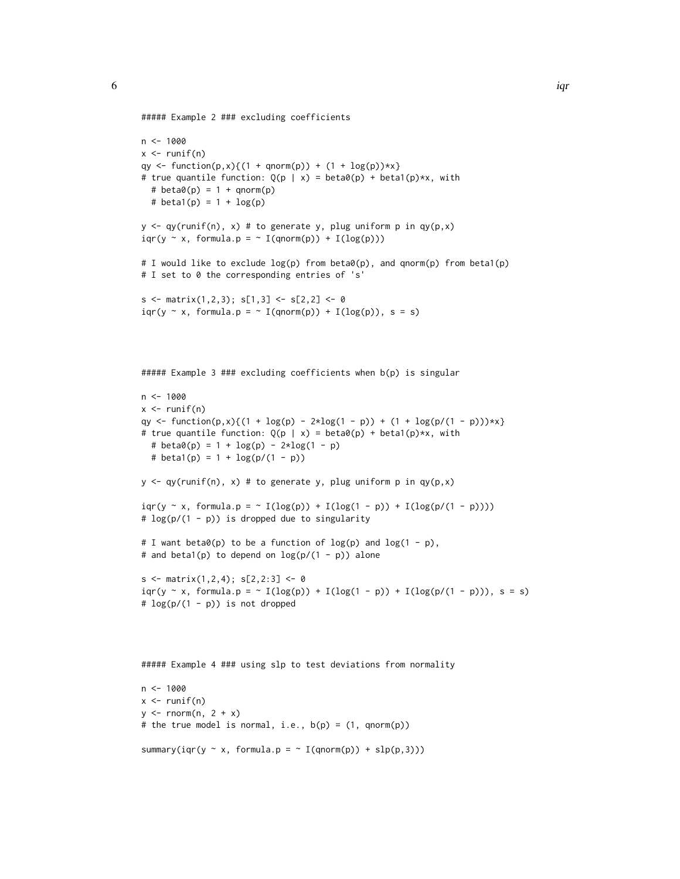```r
##### Example 2 ### excluding coefficients

n <- 1000
x <- runif(n)
qy <- function(p,x){(1 + qnorm(p)) + (1 + log(p))*x}
# true quantile function: Q(p | x) = beta0(p) + beta1(p)*x, with
  # beta0(p) = 1 + qnorm(p)
  # beta1(p) = 1 + log(p)

y <- qy(runif(n), x) # to generate y, plug uniform p in qy(p,x)
iqr(y ~ x, formula.p = ~ I(qnorm(p)) + I(log(p)))

# I would like to exclude log(p) from beta0(p), and qnorm(p) from beta1(p)
# I set to 0 the corresponding entries of 's'

s <- matrix(1,2,3); s[1,3] <- s[2,2] <- 0
iqr(y ~ x, formula.p = ~ I(qnorm(p)) + I(log(p)), s = s)




##### Example 3 ### excluding coefficients when b(p) is singular

n <- 1000
x <- runif(n)
qy <- function(p,x){(1 + log(p) - 2*log(1 - p)) + (1 + log(p/(1 - p)))*x}
# true quantile function: Q(p | x) = beta0(p) + beta1(p)*x, with
  # beta0(p) = 1 + log(p) - 2*log(1 - p)
  # beta1(p) = 1 + log(p/(1 - p))

y <- qy(runif(n), x) # to generate y, plug uniform p in qy(p,x)

iqr(y ~ x, formula.p = ~ I(log(p)) + I(log(1 - p)) + I(log(p/(1 - p))))
# log(p/(1 - p)) is dropped due to singularity

# I want beta0(p) to be a function of log(p) and log(1 - p),
# and beta1(p) to depend on log(p/(1 - p)) alone

s <- matrix(1,2,4); s[2,2:3] <- 0
iqr(y ~ x, formula.p = ~ I(log(p)) + I(log(1 - p)) + I(log(p/(1 - p))), s = s)
# log(p/(1 - p)) is not dropped




##### Example 4 ### using slp to test deviations from normality

n <- 1000
x <- runif(n)
y <- rnorm(n, 2 + x)
# the true model is normal, i.e., b(p) = (1, qnorm(p))

summary(iqr(y ~ x, formula.p = ~ I(qnorm(p)) + slp(p,3)))
```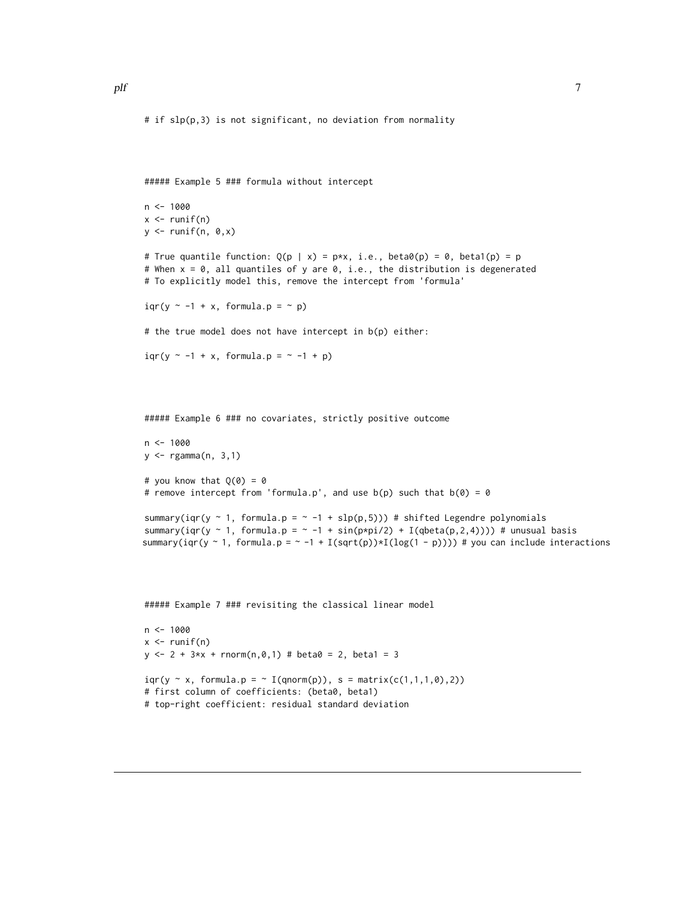```
# if slp(p,3) is not significant, no deviation from normality



##### Example 5 ### formula without intercept

n <- 1000
x <- runif(n)
y <- runif(n, 0,x)

# True quantile function: Q(p | x) = p*x, i.e., beta0(p) = 0, beta1(p) = p
# When x = 0, all quantiles of y are 0, i.e., the distribution is degenerated
# To explicitly model this, remove the intercept from 'formula'

iqr(y ~ -1 + x, formula.p = ~ p)

# the true model does not have intercept in b(p) either:

iqr(y ~ -1 + x, formula.p = ~ -1 + p)



##### Example 6 ### no covariates, strictly positive outcome

n <- 1000
y <- rgamma(n, 3,1)

# you know that Q(0) = 0
# remove intercept from 'formula.p', and use b(p) such that b(0) = 0

summary(iqr(y ~ 1, formula.p = ~ -1 + slp(p,5))) # shifted Legendre polynomials
summary(iqr(y ~ 1, formula.p = ~ -1 + sin(p*pi/2) + I(qbeta(p,2,4)))) # unusual basis
summary(iqr(y ~ 1, formula.p = ~ -1 + I(sqrt(p))*I(log(1 - p)))) # you can include interactions



##### Example 7 ### revisiting the classical linear model

n <- 1000
x <- runif(n)
y <- 2 + 3*x + rnorm(n,0,1) # beta0 = 2, beta1 = 3

iqr(y ~ x, formula.p = ~ I(qnorm(p)), s = matrix(c(1,1,1,0),2))
# first column of coefficients: (beta0, beta1)
# top-right coefficient: residual standard deviation
```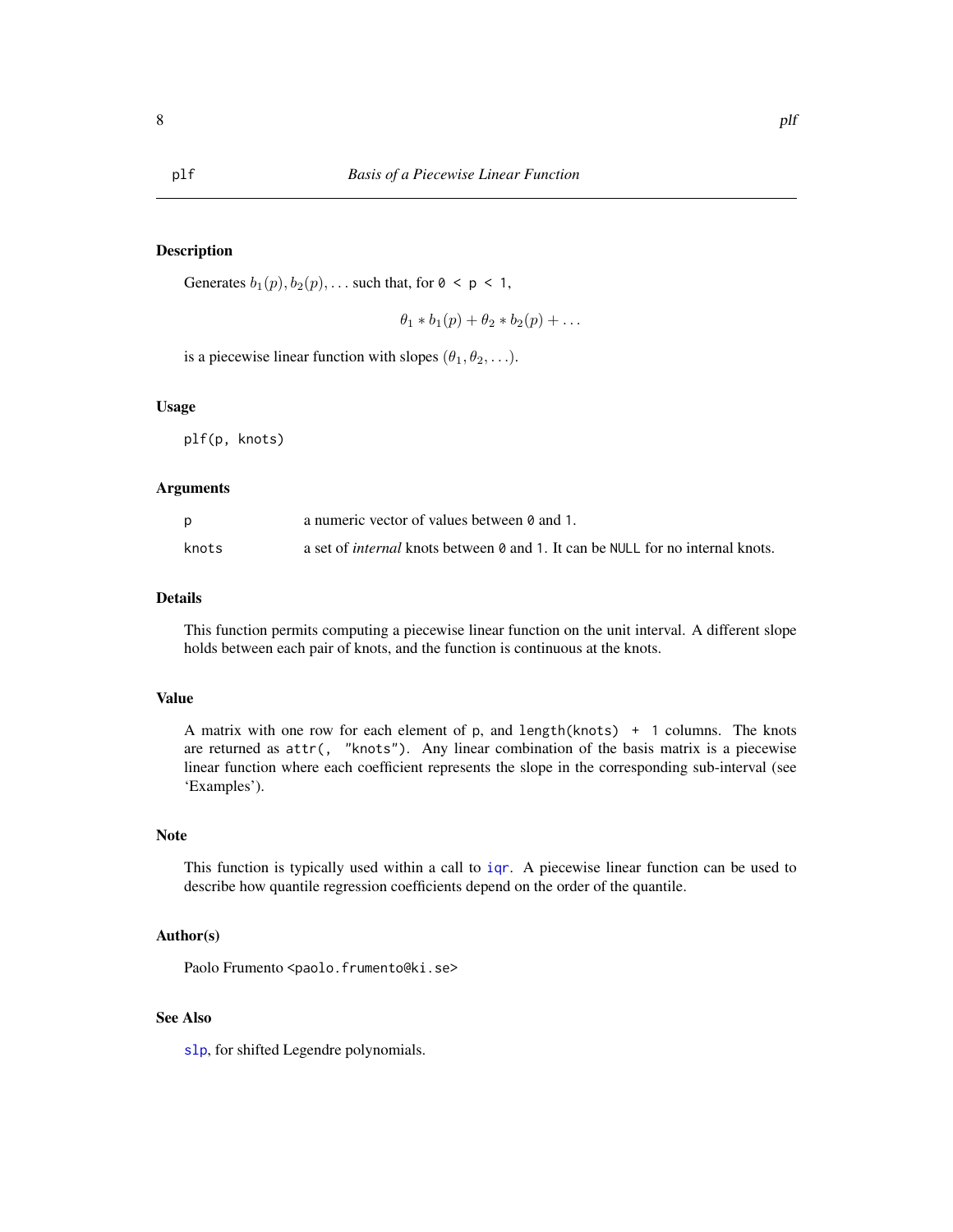plf *Basis of a Piecewise Linear Function*

## Description

Generates $b_1(p), b_2(p), \ldots$ such that, for `0 < p < 1`,

$$\theta_1 * b_1(p) + \theta_2 * b_2(p) + \ldots$$

is a piecewise linear function with slopes $(\theta_1, \theta_2, \ldots)$.

## Usage

```
plf(p, knots)
```

## Arguments

| | |
|---|---|
| `p` | a numeric vector of values between `0` and `1`. |
| `knots` | a set of *internal* knots between `0` and `1`. It can be `NULL` for no internal knots. |

## Details

This function permits computing a piecewise linear function on the unit interval. A different slope holds between each pair of knots, and the function is continuous at the knots.

## Value

A matrix with one row for each element of `p`, and `length(knots) + 1` columns. The knots are returned as `attr(, "knots")`. Any linear combination of the basis matrix is a piecewise linear function where each coefficient represents the slope in the corresponding sub-interval (see 'Examples').

## Note

This function is typically used within a call to `iqr`. A piecewise linear function can be used to describe how quantile regression coefficients depend on the order of the quantile.

## Author(s)

Paolo Frumento <paolo.frumento@ki.se>

## See Also

`slp`, for shifted Legendre polynomials.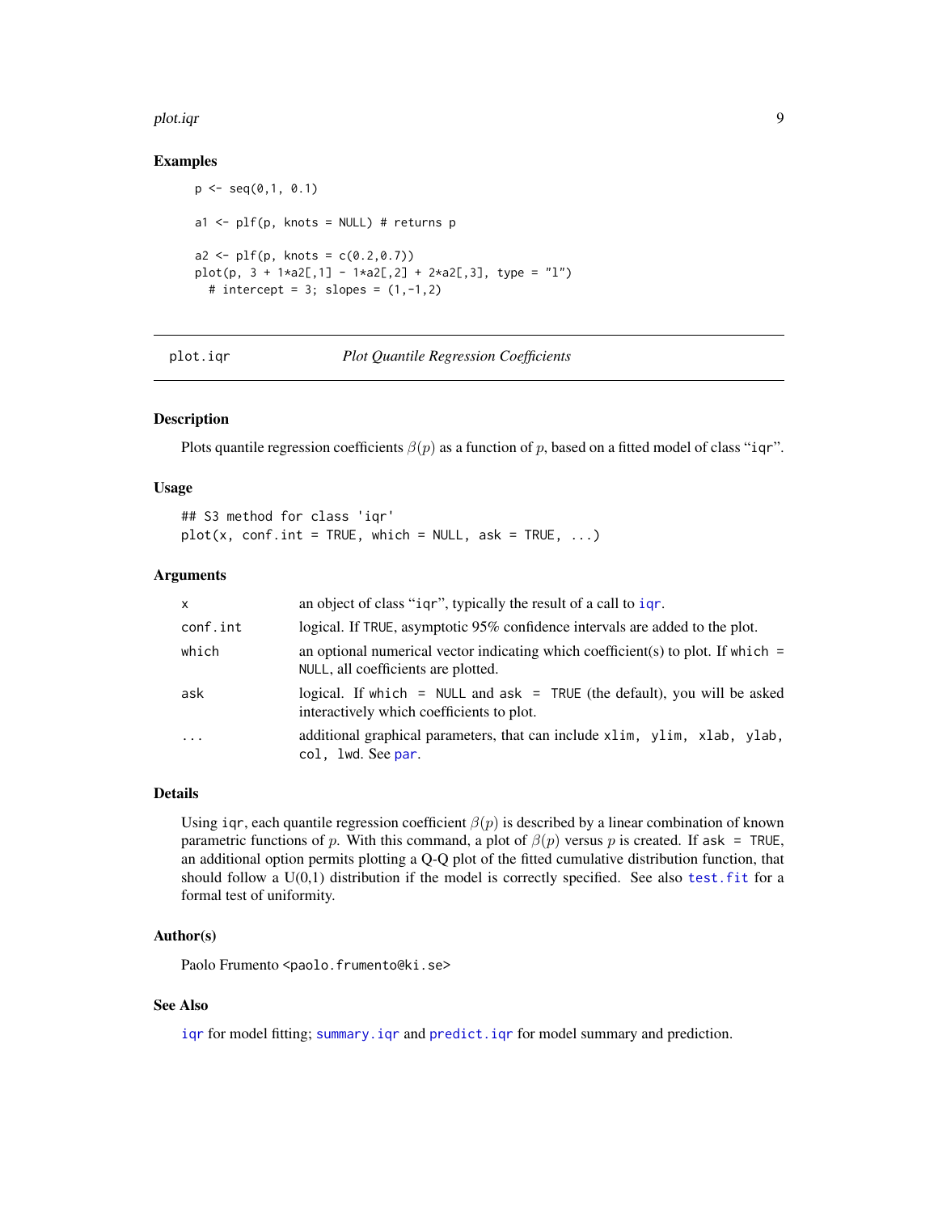## Examples

```
p <- seq(0,1, 0.1)

a1 <- plf(p, knots = NULL) # returns p

a2 <- plf(p, knots = c(0.2,0.7))
plot(p, 3 + 1*a2[,1] - 1*a2[,2] + 2*a2[,3], type = "l")
  # intercept = 3; slopes = (1,-1,2)
```

---

# plot.iqr — *Plot Quantile Regression Coefficients*

---

## Description

Plots quantile regression coefficients $\beta(p)$ as a function of $p$, based on a fitted model of class "`iqr`".

## Usage

```
## S3 method for class 'iqr'
plot(x, conf.int = TRUE, which = NULL, ask = TRUE, ...)
```

## Arguments

| | |
|---|---|
| `x` | an object of class "`iqr`", typically the result of a call to `iqr`. |
| `conf.int` | logical. If `TRUE`, asymptotic 95% confidence intervals are added to the plot. |
| `which` | an optional numerical vector indicating which coefficient(s) to plot. If `which = NULL`, all coefficients are plotted. |
| `ask` | logical. If `which = NULL` and `ask = TRUE` (the default), you will be asked interactively which coefficients to plot. |
| `...` | additional graphical parameters, that can include `xlim, ylim, xlab, ylab, col, lwd`. See `par`. |

## Details

Using `iqr`, each quantile regression coefficient $\beta(p)$ is described by a linear combination of known parametric functions of $p$. With this command, a plot of $\beta(p)$ versus $p$ is created. If `ask = TRUE`, an additional option permits plotting a Q-Q plot of the fitted cumulative distribution function, that should follow a U(0,1) distribution if the model is correctly specified. See also `test.fit` for a formal test of uniformity.

## Author(s)

Paolo Frumento <paolo.frumento@ki.se>

## See Also

`iqr` for model fitting; `summary.iqr` and `predict.iqr` for model summary and prediction.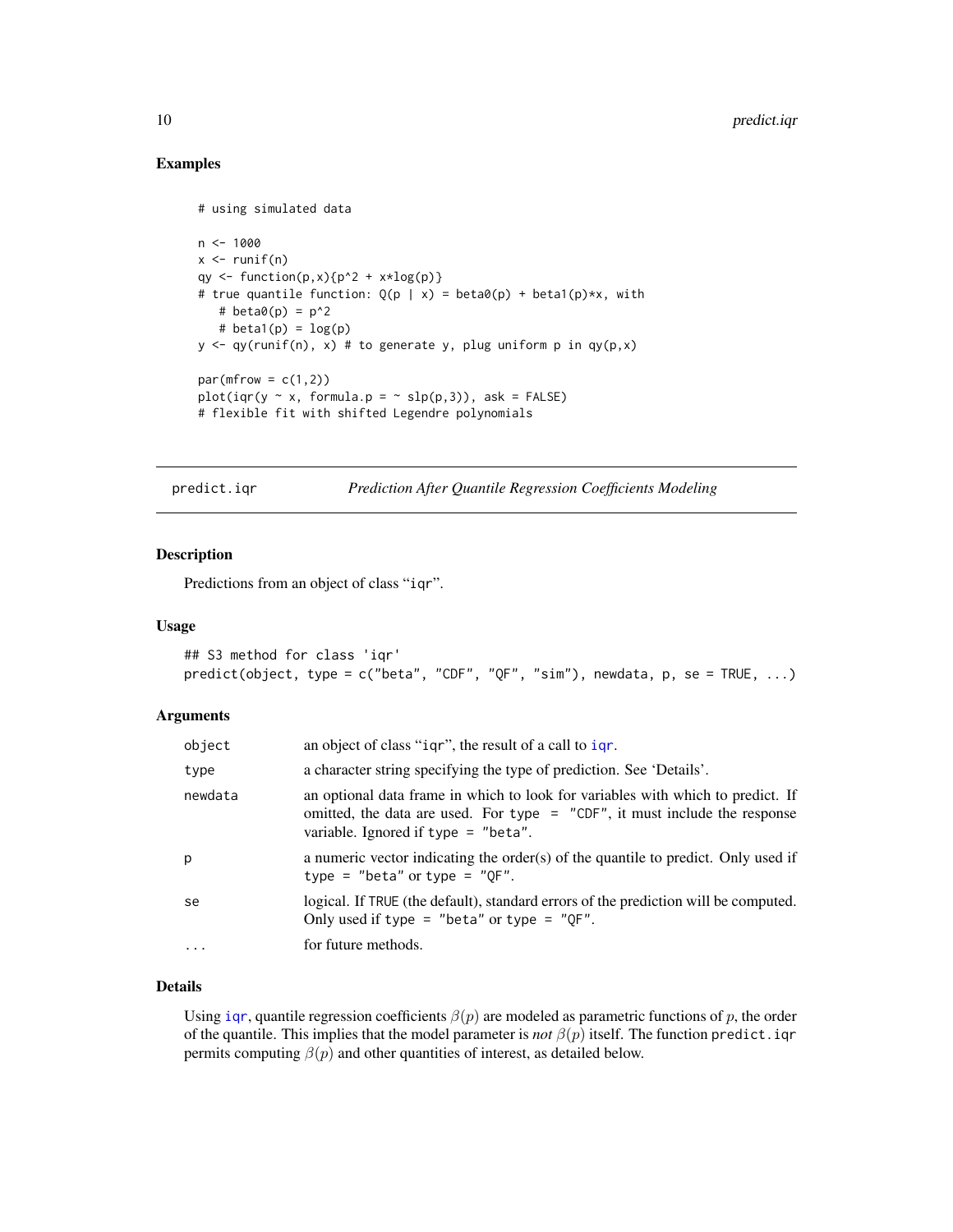## Examples

```
# using simulated data

n <- 1000
x <- runif(n)
qy <- function(p,x){p^2 + x*log(p)}
# true quantile function: Q(p | x) = beta0(p) + beta1(p)*x, with
   # beta0(p) = p^2
   # beta1(p) = log(p)
y <- qy(runif(n), x) # to generate y, plug uniform p in qy(p,x)

par(mfrow = c(1,2))
plot(iqr(y ~ x, formula.p = ~ slp(p,3)), ask = FALSE)
# flexible fit with shifted Legendre polynomials
```

---

# predict.iqr — *Prediction After Quantile Regression Coefficients Modeling*

## Description

Predictions from an object of class "iqr".

## Usage

```
## S3 method for class 'iqr'
predict(object, type = c("beta", "CDF", "QF", "sim"), newdata, p, se = TRUE, ...)
```

## Arguments

| | |
|---|---|
| `object` | an object of class "iqr", the result of a call to `iqr`. |
| `type` | a character string specifying the type of prediction. See 'Details'. |
| `newdata` | an optional data frame in which to look for variables with which to predict. If omitted, the data are used. For `type = "CDF"`, it must include the response variable. Ignored if `type = "beta"`. |
| `p` | a numeric vector indicating the order(s) of the quantile to predict. Only used if `type = "beta"` or `type = "QF"`. |
| `se` | logical. If `TRUE` (the default), standard errors of the prediction will be computed. Only used if `type = "beta"` or `type = "QF"`. |
| `...` | for future methods. |

## Details

Using `iqr`, quantile regression coefficients $\beta(p)$ are modeled as parametric functions of $p$, the order of the quantile. This implies that the model parameter is *not* $\beta(p)$ itself. The function `predict.iqr` permits computing $\beta(p)$ and other quantities of interest, as detailed below.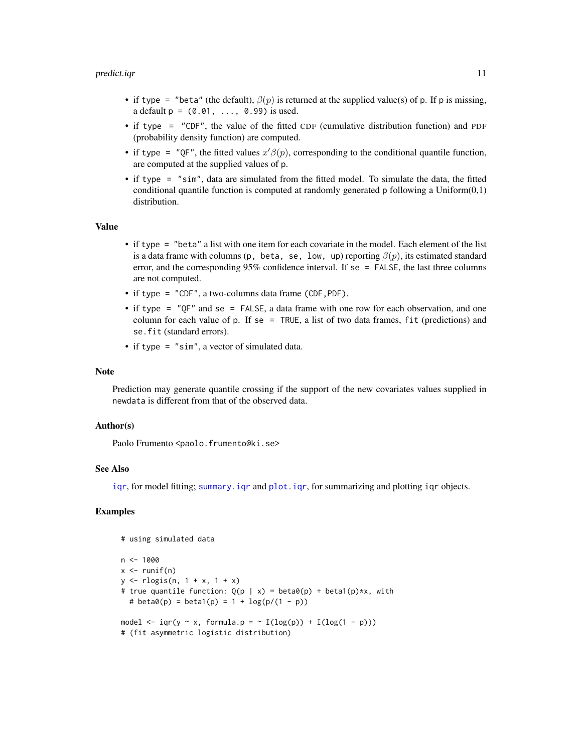- if `type = "beta"` (the default), $\beta(p)$ is returned at the supplied value(s) of `p`. If `p` is missing, a default `p = (0.01, ..., 0.99)` is used.
- if `type = "CDF"`, the value of the fitted CDF (cumulative distribution function) and PDF (probability density function) are computed.
- if `type = "QF"`, the fitted values $x'\beta(p)$, corresponding to the conditional quantile function, are computed at the supplied values of `p`.
- if `type = "sim"`, data are simulated from the fitted model. To simulate the data, the fitted conditional quantile function is computed at randomly generated `p` following a Uniform(0,1) distribution.

## Value

- if `type = "beta"` a list with one item for each covariate in the model. Each element of the list is a data frame with columns (`p, beta, se, low, up`) reporting $\beta(p)$, its estimated standard error, and the corresponding 95% confidence interval. If `se = FALSE`, the last three columns are not computed.
- if `type = "CDF"`, a two-columns data frame `(CDF,PDF)`.
- if `type = "QF"` and `se = FALSE`, a data frame with one row for each observation, and one column for each value of `p`. If `se = TRUE`, a list of two data frames, `fit` (predictions) and `se.fit` (standard errors).
- if `type = "sim"`, a vector of simulated data.

## Note

Prediction may generate quantile crossing if the support of the new covariates values supplied in `newdata` is different from that of the observed data.

## Author(s)

Paolo Frumento <paolo.frumento@ki.se>

## See Also

`iqr`, for model fitting; `summary.iqr` and `plot.iqr`, for summarizing and plotting `iqr` objects.

## Examples

```
# using simulated data

n <- 1000
x <- runif(n)
y <- rlogis(n, 1 + x, 1 + x)
# true quantile function: Q(p | x) = beta0(p) + beta1(p)*x, with
  # beta0(p) = beta1(p) = 1 + log(p/(1 - p))

model <- iqr(y ~ x, formula.p = ~ I(log(p)) + I(log(1 - p)))
# (fit asymmetric logistic distribution)
```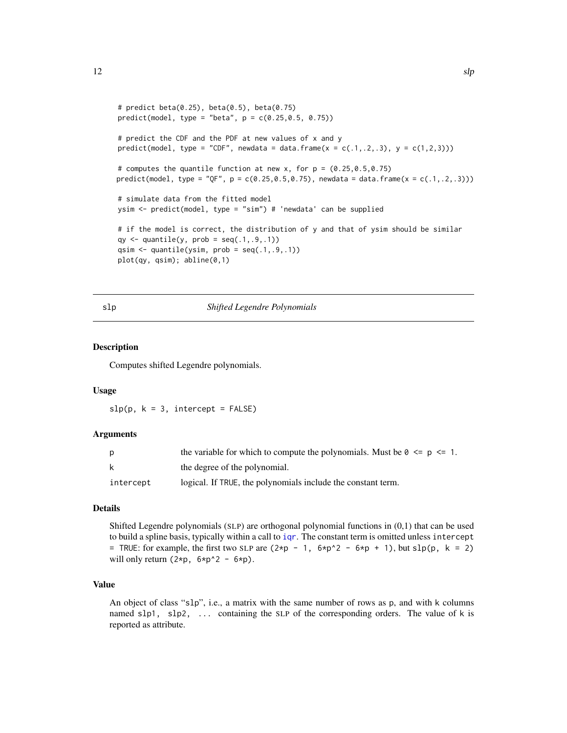```
# predict beta(0.25), beta(0.5), beta(0.75)
predict(model, type = "beta", p = c(0.25,0.5, 0.75))

# predict the CDF and the PDF at new values of x and y
predict(model, type = "CDF", newdata = data.frame(x = c(.1,.2,.3), y = c(1,2,3)))

# computes the quantile function at new x, for p = (0.25,0.5,0.75)
predict(model, type = "QF", p = c(0.25,0.5,0.75), newdata = data.frame(x = c(.1,.2,.3)))

# simulate data from the fitted model
ysim <- predict(model, type = "sim") # 'newdata' can be supplied

# if the model is correct, the distribution of y and that of ysim should be similar
qy <- quantile(y, prob = seq(.1,.9,.1))
qsim <- quantile(ysim, prob = seq(.1,.9,.1))
plot(qy, qsim); abline(0,1)
```

---

## slp — *Shifted Legendre Polynomials*

---

### Description

Computes shifted Legendre polynomials.

### Usage

```
slp(p, k = 3, intercept = FALSE)
```

### Arguments

| | |
|---|---|
| `p` | the variable for which to compute the polynomials. Must be `0 <= p <= 1`. |
| `k` | the degree of the polynomial. |
| `intercept` | logical. If `TRUE`, the polynomials include the constant term. |

### Details

Shifted Legendre polynomials (SLP) are orthogonal polynomial functions in (0,1) that can be used to build a spline basis, typically within a call to `iqr`. The constant term is omitted unless `intercept = TRUE`: for example, the first two SLP are `(2*p - 1, 6*p^2 - 6*p + 1)`, but `slp(p, k = 2)` will only return `(2*p, 6*p^2 - 6*p)`.

### Value

An object of class "`slp`", i.e., a matrix with the same number of rows as `p`, and with `k` columns named `slp1, slp2, ...` containing the SLP of the corresponding orders. The value of `k` is reported as attribute.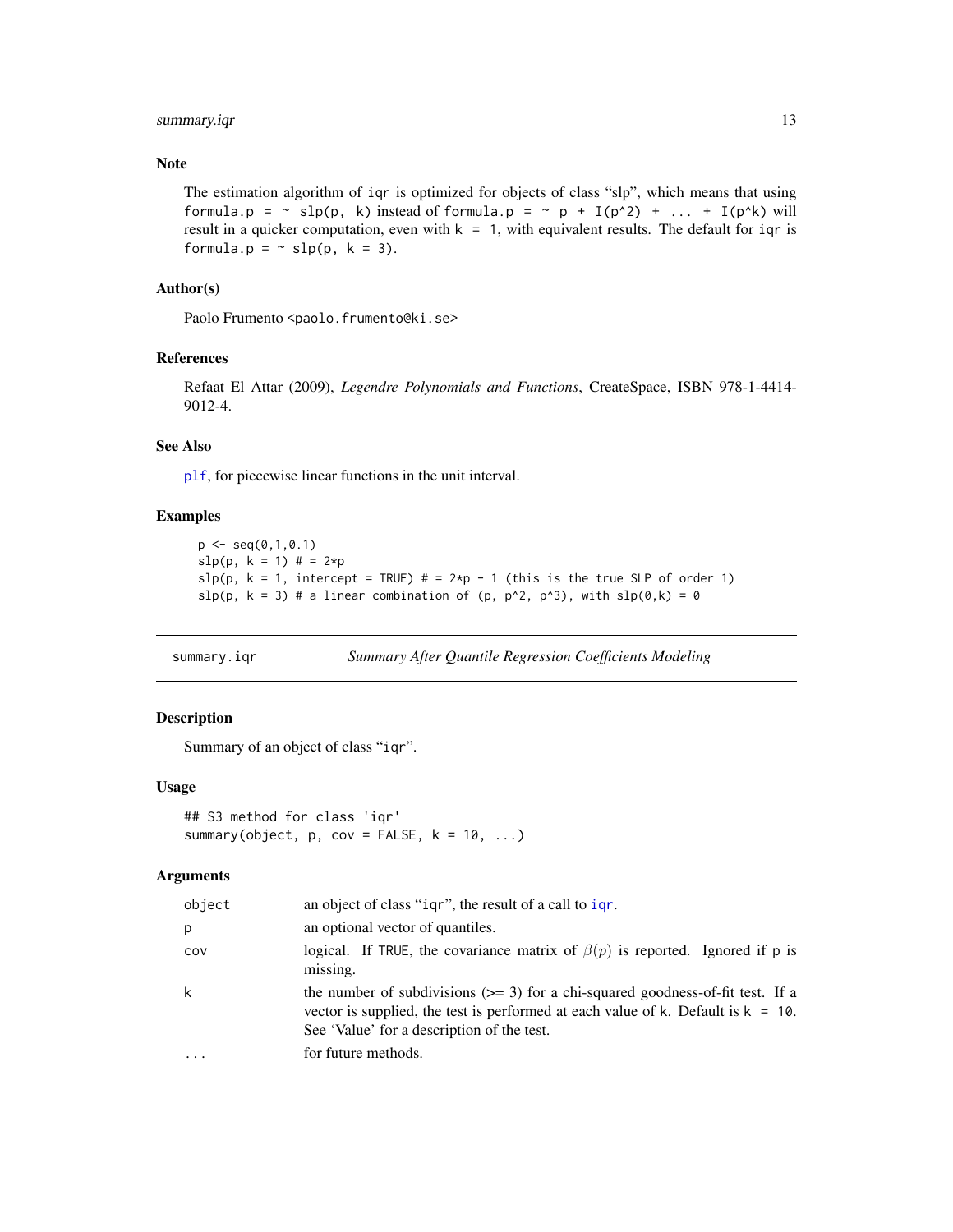## Note

The estimation algorithm of `iqr` is optimized for objects of class "slp", which means that using `formula.p = ~ slp(p, k)` instead of `formula.p = ~ p + I(p^2) + ... + I(p^k)` will result in a quicker computation, even with `k = 1`, with equivalent results. The default for `iqr` is `formula.p = ~ slp(p, k = 3)`.

## Author(s)

Paolo Frumento <paolo.frumento@ki.se>

## References

Refaat El Attar (2009), *Legendre Polynomials and Functions*, CreateSpace, ISBN 978-1-4414-9012-4.

## See Also

`plf`, for piecewise linear functions in the unit interval.

## Examples

```
p <- seq(0,1,0.1)
slp(p, k = 1) # = 2*p
slp(p, k = 1, intercept = TRUE) # = 2*p - 1 (this is the true SLP of order 1)
slp(p, k = 3) # a linear combination of (p, p^2, p^3), with slp(0,k) = 0
```

---

# summary.iqr — *Summary After Quantile Regression Coefficients Modeling*

## Description

Summary of an object of class "`iqr`".

## Usage

```
## S3 method for class 'iqr'
summary(object, p, cov = FALSE, k = 10, ...)
```

## Arguments

| | |
|---|---|
| `object` | an object of class "`iqr`", the result of a call to `iqr`. |
| `p` | an optional vector of quantiles. |
| `cov` | logical. If `TRUE`, the covariance matrix of $\beta(p)$ is reported. Ignored if `p` is missing. |
| `k` | the number of subdivisions (>= 3) for a chi-squared goodness-of-fit test. If a vector is supplied, the test is performed at each value of `k`. Default is `k = 10`. See 'Value' for a description of the test. |
| `...` | for future methods. |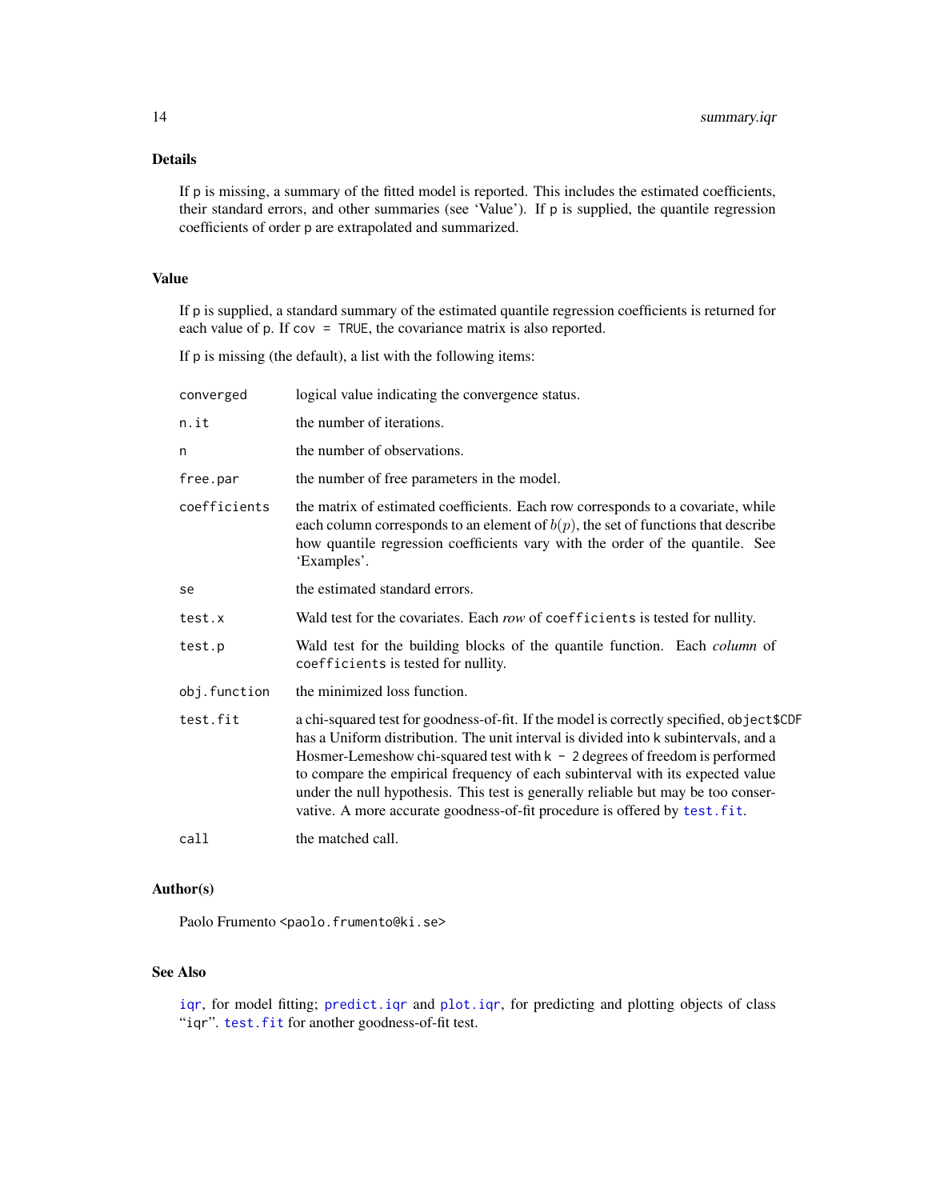## Details

If p is missing, a summary of the fitted model is reported. This includes the estimated coefficients, their standard errors, and other summaries (see 'Value'). If p is supplied, the quantile regression coefficients of order p are extrapolated and summarized.

## Value

If p is supplied, a standard summary of the estimated quantile regression coefficients is returned for each value of p. If cov = TRUE, the covariance matrix is also reported.

If p is missing (the default), a list with the following items:

- `converged` logical value indicating the convergence status.
- `n.it` the number of iterations.
- `n` the number of observations.
- `free.par` the number of free parameters in the model.
- `coefficients` the matrix of estimated coefficients. Each row corresponds to a covariate, while each column corresponds to an element of $b(p)$, the set of functions that describe how quantile regression coefficients vary with the order of the quantile. See 'Examples'.
- `se` the estimated standard errors.
- `test.x` Wald test for the covariates. Each *row* of `coefficients` is tested for nullity.
- `test.p` Wald test for the building blocks of the quantile function. Each *column* of `coefficients` is tested for nullity.
- `obj.function` the minimized loss function.
- `test.fit` a chi-squared test for goodness-of-fit. If the model is correctly specified, `object$CDF` has a Uniform distribution. The unit interval is divided into k subintervals, and a Hosmer-Lemeshow chi-squared test with `k - 2` degrees of freedom is performed to compare the empirical frequency of each subinterval with its expected value under the null hypothesis. This test is generally reliable but may be too conservative. A more accurate goodness-of-fit procedure is offered by `test.fit`.
- `call` the matched call.

## Author(s)

Paolo Frumento <paolo.frumento@ki.se>

## See Also

`iqr`, for model fitting; `predict.iqr` and `plot.iqr`, for predicting and plotting objects of class "iqr". `test.fit` for another goodness-of-fit test.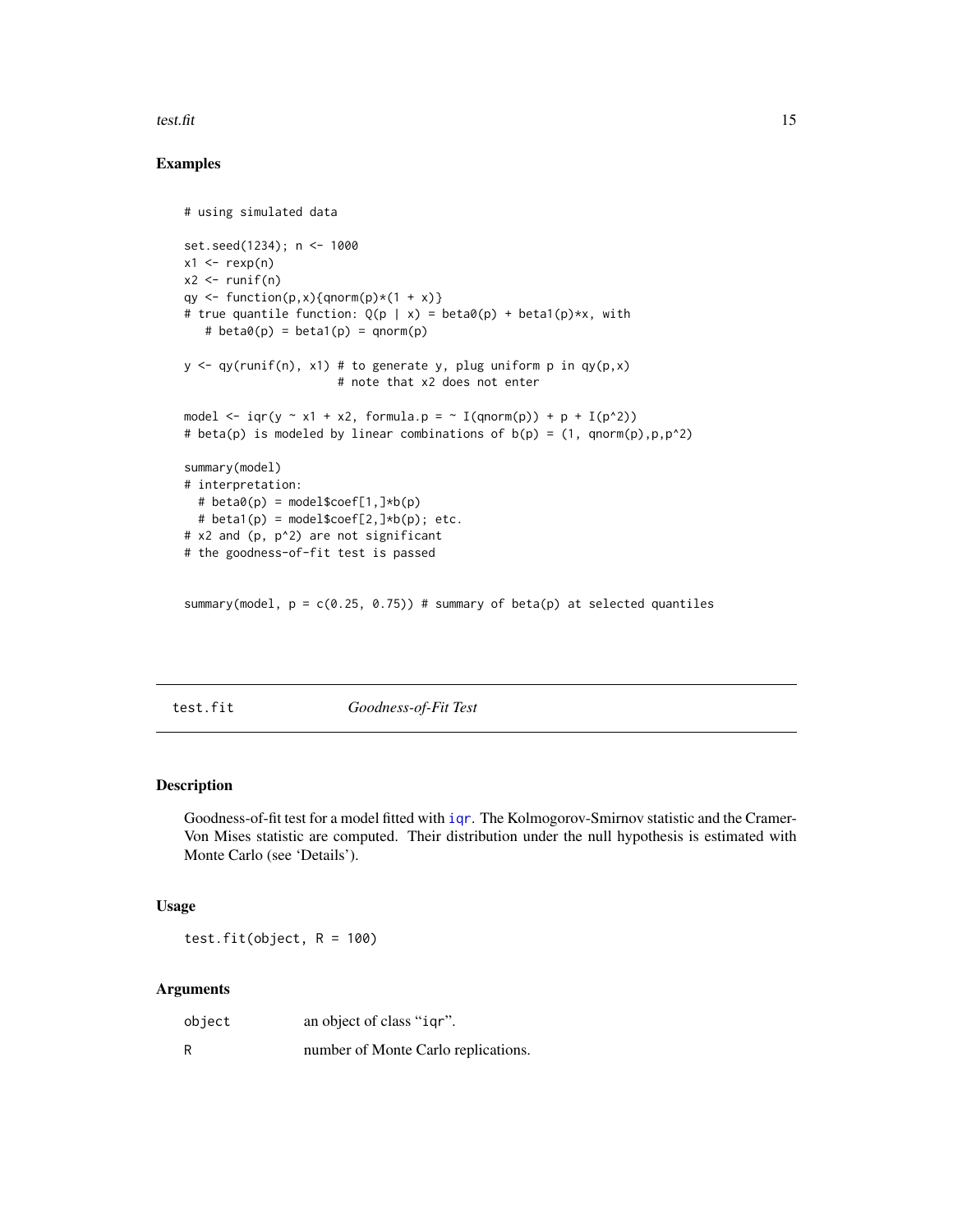## Examples

```
# using simulated data

set.seed(1234); n <- 1000
x1 <- rexp(n)
x2 <- runif(n)
qy <- function(p,x){qnorm(p)*(1 + x)}
# true quantile function: Q(p | x) = beta0(p) + beta1(p)*x, with
   # beta0(p) = beta1(p) = qnorm(p)

y <- qy(runif(n), x1) # to generate y, plug uniform p in qy(p,x)
                      # note that x2 does not enter

model <- iqr(y ~ x1 + x2, formula.p = ~ I(qnorm(p)) + p + I(p^2))
# beta(p) is modeled by linear combinations of b(p) = (1, qnorm(p),p,p^2)

summary(model)
# interpretation:
  # beta0(p) = model$coef[1,]*b(p)
  # beta1(p) = model$coef[2,]*b(p); etc.
# x2 and (p, p^2) are not significant
# the goodness-of-fit test is passed


summary(model, p = c(0.25, 0.75)) # summary of beta(p) at selected quantiles
```

---

test.fit *Goodness-of-Fit Test*

---

## Description

Goodness-of-fit test for a model fitted with `iqr`. The Kolmogorov-Smirnov statistic and the Cramer-Von Mises statistic are computed. Their distribution under the null hypothesis is estimated with Monte Carlo (see 'Details').

## Usage

```
test.fit(object, R = 100)
```

## Arguments

| | |
|---|---|
| object | an object of class "iqr". |
| R | number of Monte Carlo replications. |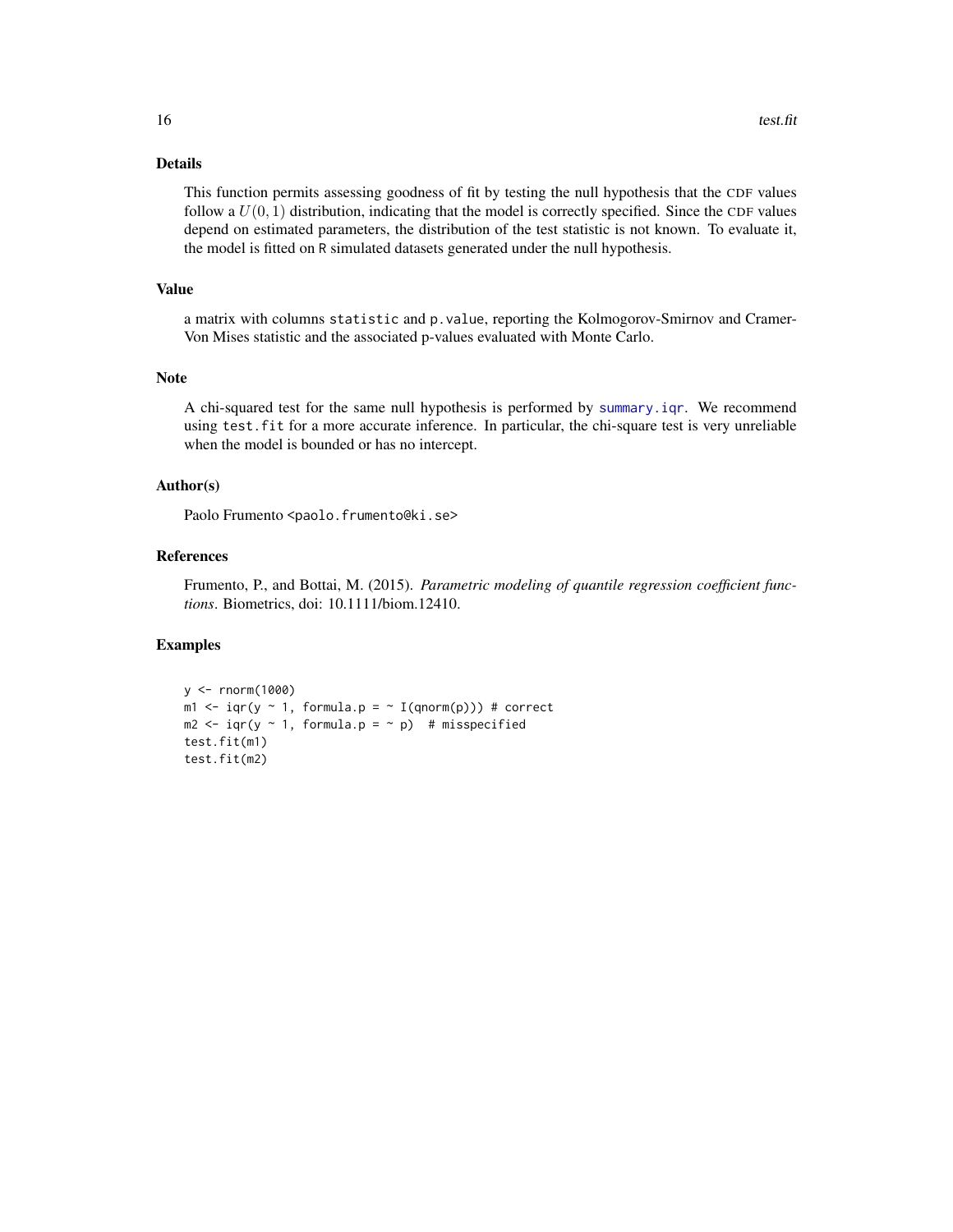## Details

This function permits assessing goodness of fit by testing the null hypothesis that the CDF values follow a $U(0,1)$ distribution, indicating that the model is correctly specified. Since the CDF values depend on estimated parameters, the distribution of the test statistic is not known. To evaluate it, the model is fitted on R simulated datasets generated under the null hypothesis.

## Value

a matrix with columns statistic and p.value, reporting the Kolmogorov-Smirnov and Cramer-Von Mises statistic and the associated p-values evaluated with Monte Carlo.

## Note

A chi-squared test for the same null hypothesis is performed by summary.iqr. We recommend using test.fit for a more accurate inference. In particular, the chi-square test is very unreliable when the model is bounded or has no intercept.

## Author(s)

Paolo Frumento <paolo.frumento@ki.se>

## References

Frumento, P., and Bottai, M. (2015). *Parametric modeling of quantile regression coefficient functions*. Biometrics, doi: 10.1111/biom.12410.

## Examples

```
y <- rnorm(1000)
m1 <- iqr(y ~ 1, formula.p = ~ I(qnorm(p))) # correct
m2 <- iqr(y ~ 1, formula.p = ~ p)  # misspecified
test.fit(m1)
test.fit(m2)
```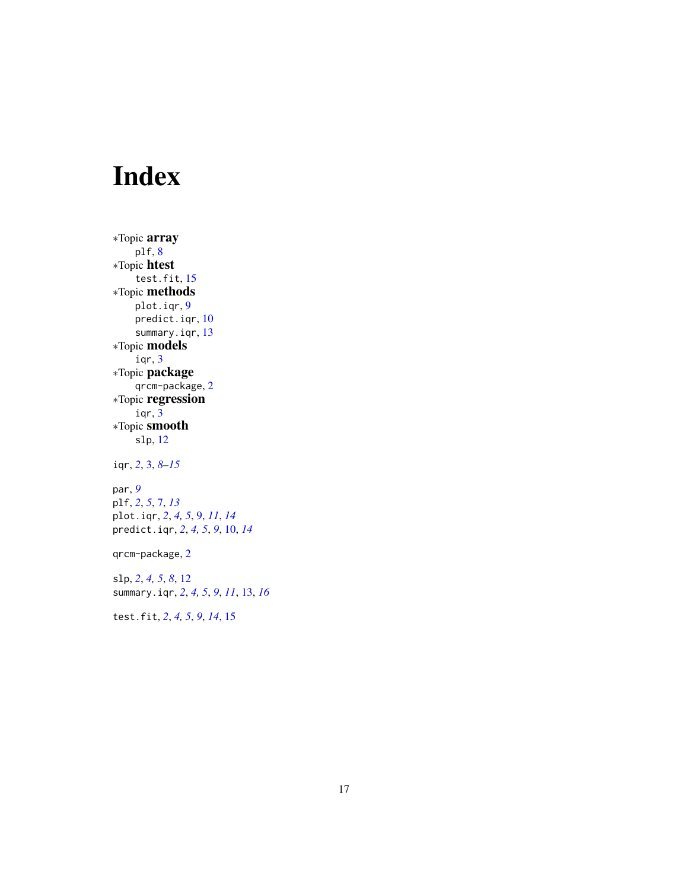# Index

∗Topic **array**
    plf, 8
∗Topic **htest**
    test.fit, 15
∗Topic **methods**
    plot.iqr, 9
    predict.iqr, 10
    summary.iqr, 13
∗Topic **models**
    iqr, 3
∗Topic **package**
    qrcm-package, 2
∗Topic **regression**
    iqr, 3
∗Topic **smooth**
    slp, 12

iqr, *2*, 3, *8–15*

par, *9*
plf, *2*, *5*, 7, *13*
plot.iqr, *2*, *4, 5*, 9, *11*, *14*
predict.iqr, *2*, *4, 5*, *9*, 10, *14*

qrcm-package, 2

slp, *2*, *4, 5*, *8*, 12
summary.iqr, *2*, *4, 5*, *9*, *11*, 13, *16*

test.fit, *2*, *4, 5*, *9*, *14*, 15